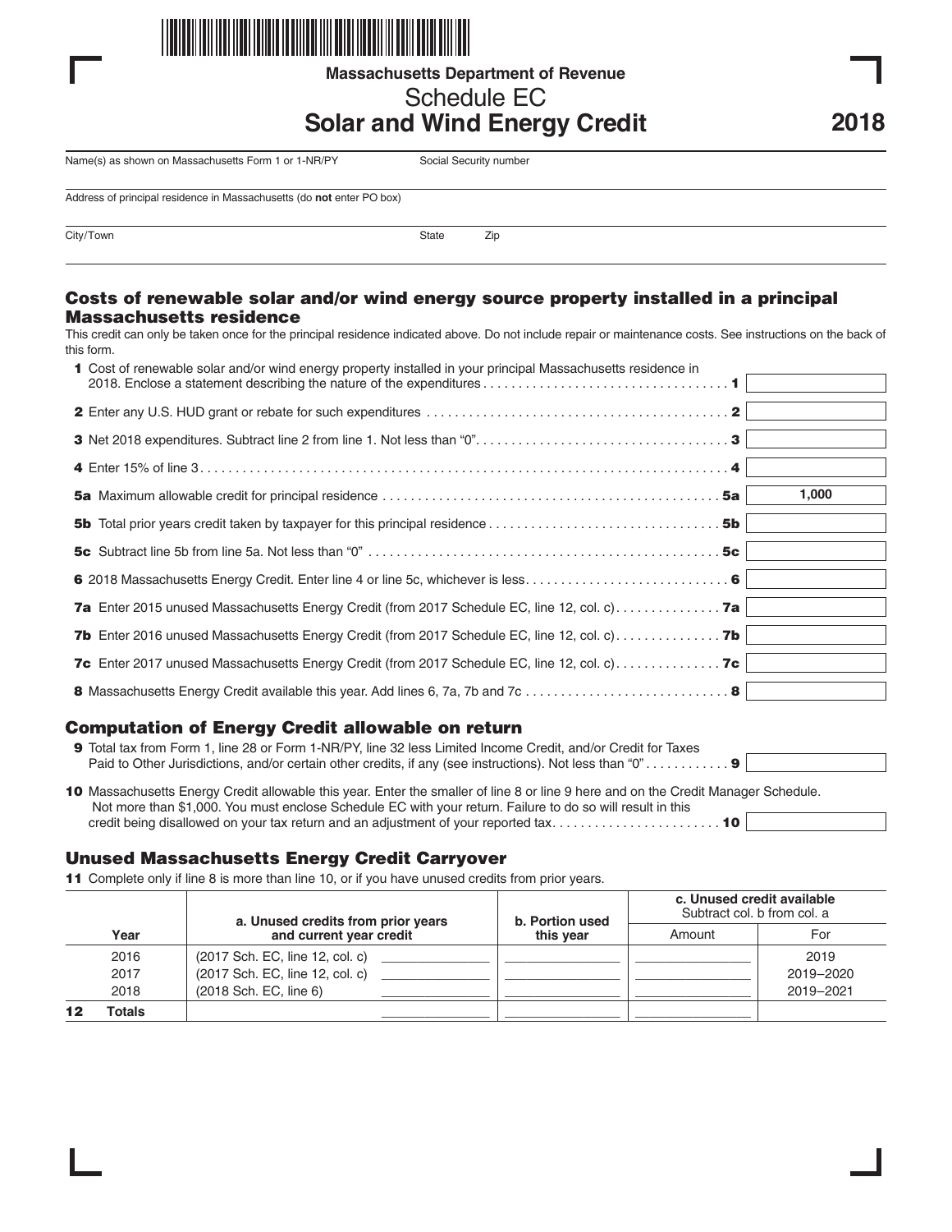Massachusetts Department of Revenue

# Schedule EC
# Solar and Wind Energy Credit

**2018**

Name(s) as shown on Massachusetts Form 1 or 1-NR/PY | Social Security number

Address of principal residence in Massachusetts (do **not** enter PO box)

City/Town | State | Zip

## Costs of renewable solar and/or wind energy source property installed in a principal Massachusetts residence

This credit can only be taken once for the principal residence indicated above. Do not include repair or maintenance costs. See instructions on the back of this form.

**1** Cost of renewable solar and/or wind energy property installed in your principal Massachusetts residence in 2018. Enclose a statement describing the nature of the expenditures . . . . . . . . . . **1** ________

**2** Enter any U.S. HUD grant or rebate for such expenditures . . . . . . . . . . **2** ________

**3** Net 2018 expenditures. Subtract line 2 from line 1. Not less than “0”. . . . . . . . . . **3** ________

**4** Enter 15% of line 3. . . . . . . . . . **4** ________

**5a** Maximum allowable credit for principal residence . . . . . . . . . . **5a** 1,000

**5b** Total prior years credit taken by taxpayer for this principal residence . . . . . . . . . . **5b** ________

**5c** Subtract line 5b from line 5a. Not less than “0” . . . . . . . . . . **5c** ________

**6** 2018 Massachusetts Energy Credit. Enter line 4 or line 5c, whichever is less. . . . . . . . . . **6** ________

**7a** Enter 2015 unused Massachusetts Energy Credit (from 2017 Schedule EC, line 12, col. c). . . . . . . . . . **7a** ________

**7b** Enter 2016 unused Massachusetts Energy Credit (from 2017 Schedule EC, line 12, col. c). . . . . . . . . . **7b** ________

**7c** Enter 2017 unused Massachusetts Energy Credit (from 2017 Schedule EC, line 12, col. c). . . . . . . . . . **7c** ________

**8** Massachusetts Energy Credit available this year. Add lines 6, 7a, 7b and 7c . . . . . . . . . . **8** ________

## Computation of Energy Credit allowable on return

**9** Total tax from Form 1, line 28 or Form 1-NR/PY, line 32 less Limited Income Credit, and/or Credit for Taxes Paid to Other Jurisdictions, and/or certain other credits, if any (see instructions). Not less than “0” . . . . . . . . . . **9** ________

**10** Massachusetts Energy Credit allowable this year. Enter the smaller of line 8 or line 9 here and on the Credit Manager Schedule. Not more than $1,000. You must enclose Schedule EC with your return. Failure to do so will result in this credit being disallowed on your tax return and an adjustment of your reported tax. . . . . . . . . . **10** ________

## Unused Massachusetts Energy Credit Carryover

**11** Complete only if line 8 is more than line 10, or if you have unused credits from prior years.

| Year | a. Unused credits from prior years and current year credit | | b. Portion used this year | c. Unused credit available Subtract col. b from col. a | |
|---|---|---|---|---|---|
| | | | | Amount | For |
| 2016 | (2017 Sch. EC, line 12, col. c) | | | | 2019 |
| 2017 | (2017 Sch. EC, line 12, col. c) | | | | 2019–2020 |
| 2018 | (2018 Sch. EC, line 6) | | | | 2019–2021 |
| **12 Totals** | | | | | |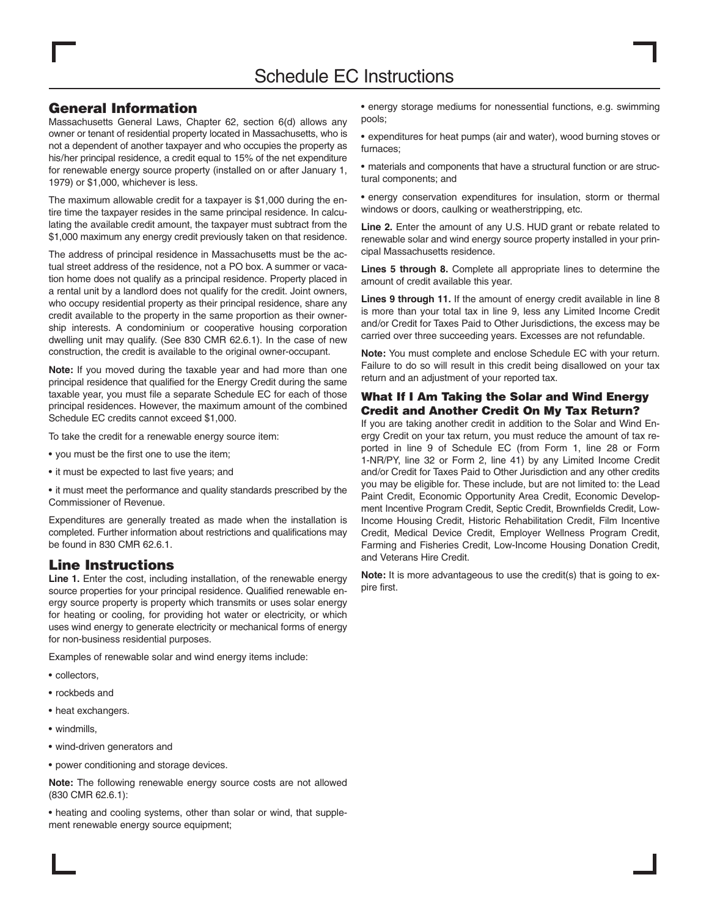# Schedule EC Instructions

## General Information

Massachusetts General Laws, Chapter 62, section 6(d) allows any owner or tenant of residential property located in Massachusetts, who is not a dependent of another taxpayer and who occupies the property as his/her principal residence, a credit equal to 15% of the net expenditure for renewable energy source property (installed on or after January 1, 1979) or $1,000, whichever is less.

The maximum allowable credit for a taxpayer is $1,000 during the entire time the taxpayer resides in the same principal residence. In calculating the available credit amount, the taxpayer must subtract from the $1,000 maximum any energy credit previously taken on that residence.

The address of principal residence in Massachusetts must be the actual street address of the residence, not a PO box. A summer or vacation home does not qualify as a principal residence. Property placed in a rental unit by a landlord does not qualify for the credit. Joint owners, who occupy residential property as their principal residence, share any credit available to the property in the same proportion as their ownership interests. A condominium or cooperative housing corporation dwelling unit may qualify. (See 830 CMR 62.6.1). In the case of new construction, the credit is available to the original owner-occupant.

**Note:** If you moved during the taxable year and had more than one principal residence that qualified for the Energy Credit during the same taxable year, you must file a separate Schedule EC for each of those principal residences. However, the maximum amount of the combined Schedule EC credits cannot exceed $1,000.

To take the credit for a renewable energy source item:

- you must be the first one to use the item;
- it must be expected to last five years; and
- it must meet the performance and quality standards prescribed by the Commissioner of Revenue.

Expenditures are generally treated as made when the installation is completed. Further information about restrictions and qualifications may be found in 830 CMR 62.6.1.

## Line Instructions

**Line 1.** Enter the cost, including installation, of the renewable energy source properties for your principal residence. Qualified renewable energy source property is property which transmits or uses solar energy for heating or cooling, for providing hot water or electricity, or which uses wind energy to generate electricity or mechanical forms of energy for non-business residential purposes.

Examples of renewable solar and wind energy items include:

- collectors,
- rockbeds and
- heat exchangers.
- windmills,
- wind-driven generators and
- power conditioning and storage devices.

**Note:** The following renewable energy source costs are not allowed (830 CMR 62.6.1):

- heating and cooling systems, other than solar or wind, that supplement renewable energy source equipment;
- energy storage mediums for nonessential functions, e.g. swimming pools;
- expenditures for heat pumps (air and water), wood burning stoves or furnaces;
- materials and components that have a structural function or are structural components; and
- energy conservation expenditures for insulation, storm or thermal windows or doors, caulking or weatherstripping, etc.

**Line 2.** Enter the amount of any U.S. HUD grant or rebate related to renewable solar and wind energy source property installed in your principal Massachusetts residence.

**Lines 5 through 8.** Complete all appropriate lines to determine the amount of credit available this year.

**Lines 9 through 11.** If the amount of energy credit available in line 8 is more than your total tax in line 9, less any Limited Income Credit and/or Credit for Taxes Paid to Other Jurisdictions, the excess may be carried over three succeeding years. Excesses are not refundable.

**Note:** You must complete and enclose Schedule EC with your return. Failure to do so will result in this credit being disallowed on your tax return and an adjustment of your reported tax.

### What If I Am Taking the Solar and Wind Energy Credit and Another Credit On My Tax Return?

If you are taking another credit in addition to the Solar and Wind Energy Credit on your tax return, you must reduce the amount of tax reported in line 9 of Schedule EC (from Form 1, line 28 or Form 1-NR/PY, line 32 or Form 2, line 41) by any Limited Income Credit and/or Credit for Taxes Paid to Other Jurisdiction and any other credits you may be eligible for. These include, but are not limited to: the Lead Paint Credit, Economic Opportunity Area Credit, Economic Development Incentive Program Credit, Septic Credit, Brownfields Credit, Low-Income Housing Credit, Historic Rehabilitation Credit, Film Incentive Credit, Medical Device Credit, Employer Wellness Program Credit, Farming and Fisheries Credit, Low-Income Housing Donation Credit, and Veterans Hire Credit.

**Note:** It is more advantageous to use the credit(s) that is going to expire first.